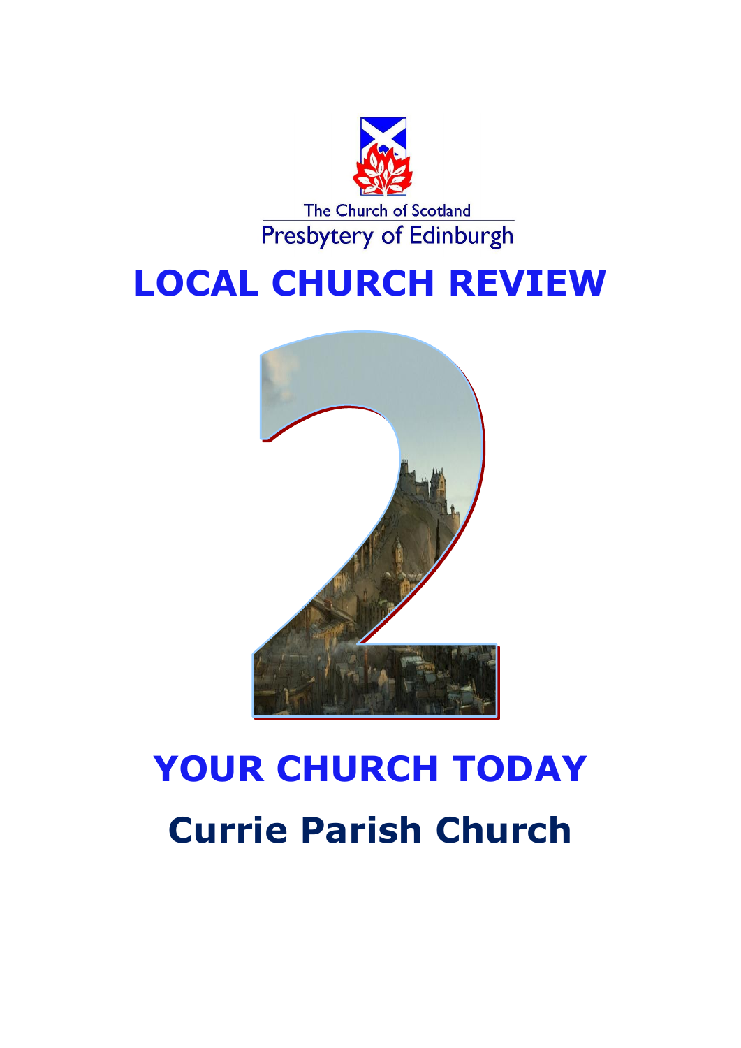The Church of Scotland

Presbytery of Edinburgh

# LOCAL CHURCH REVIEW

2

# YOUR CHURCH TODAY

## Currie Parish Church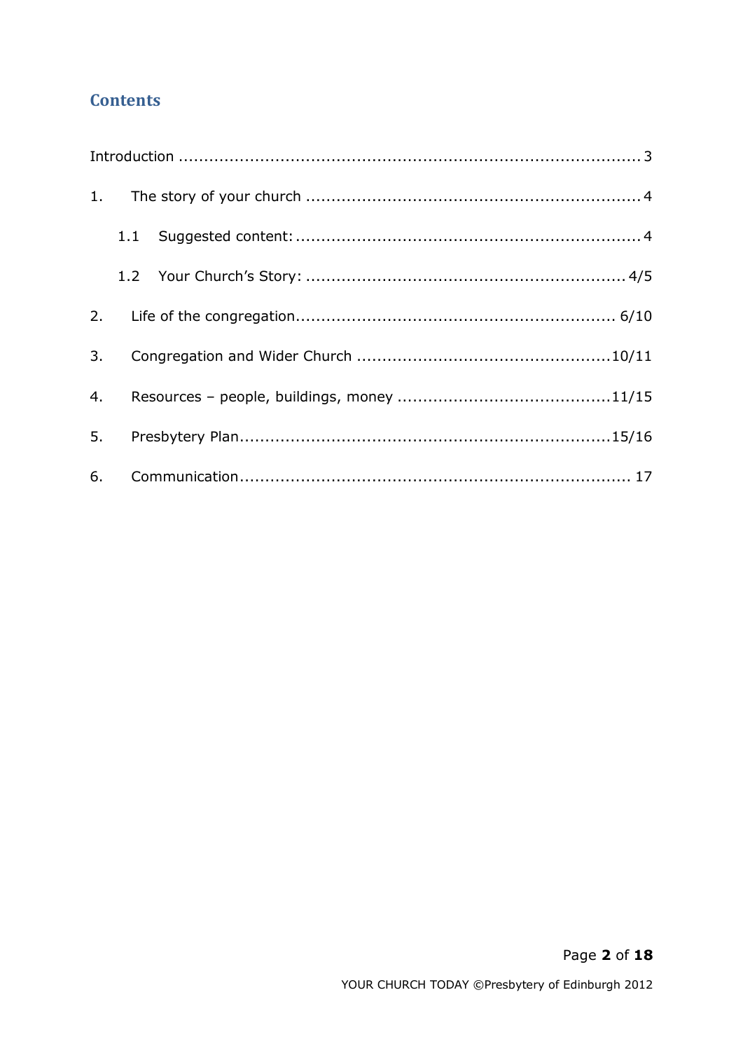## Contents

Introduction ........................................................................................ 3

1. The story of your church ................................................................ 4

   1.1 Suggested content: ................................................................. 4

   1.2 Your Church's Story: ............................................................ 4/5

2. Life of the congregation........................................................... 6/10

3. Congregation and Wider Church ............................................10/11

4. Resources – people, buildings, money ....................................11/15

5. Presbytery Plan....................................................................15/16

6. Communication........................................................................ 17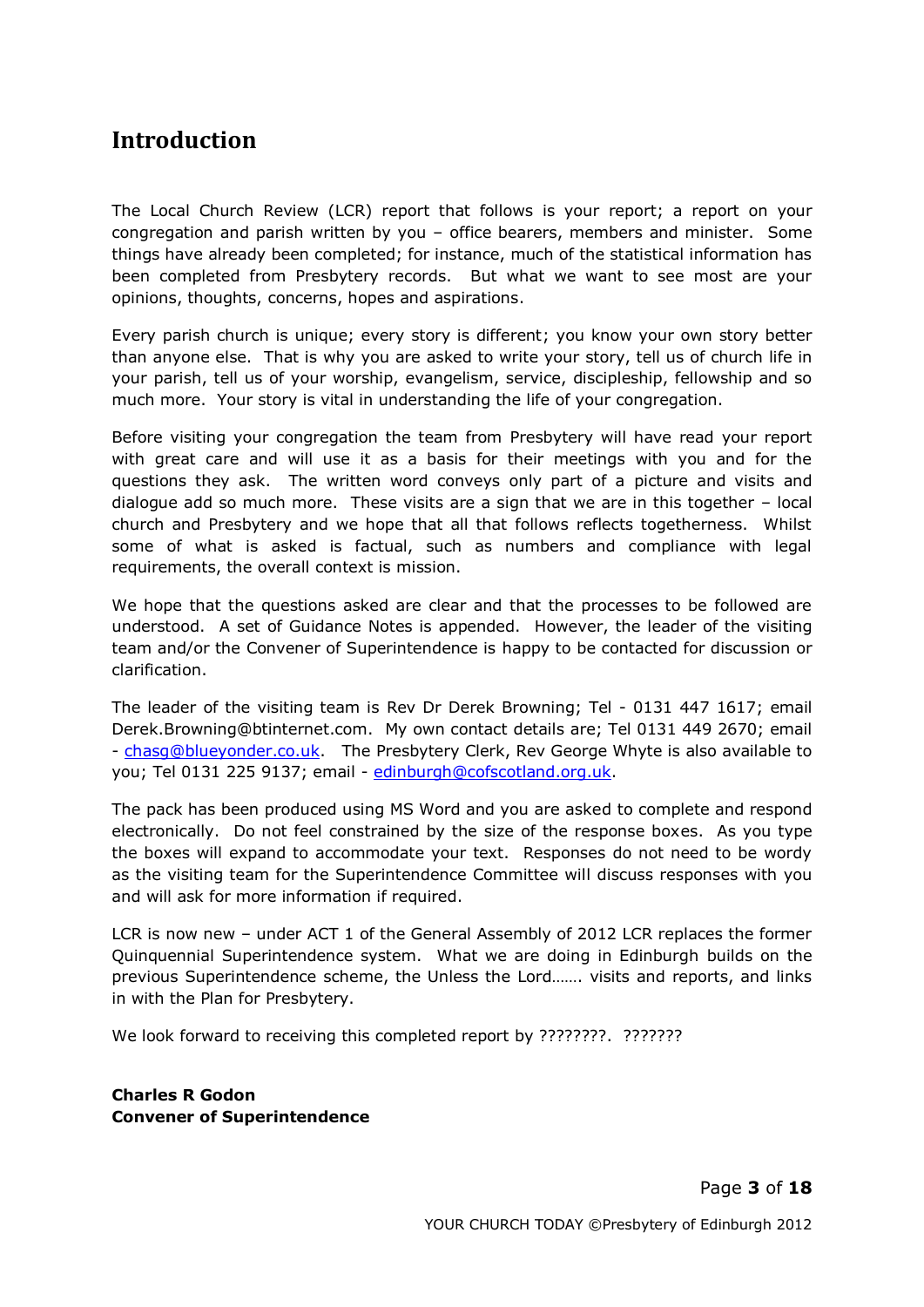# Introduction

The Local Church Review (LCR) report that follows is your report; a report on your congregation and parish written by you – office bearers, members and minister. Some things have already been completed; for instance, much of the statistical information has been completed from Presbytery records. But what we want to see most are your opinions, thoughts, concerns, hopes and aspirations.

Every parish church is unique; every story is different; you know your own story better than anyone else. That is why you are asked to write your story, tell us of church life in your parish, tell us of your worship, evangelism, service, discipleship, fellowship and so much more. Your story is vital in understanding the life of your congregation.

Before visiting your congregation the team from Presbytery will have read your report with great care and will use it as a basis for their meetings with you and for the questions they ask. The written word conveys only part of a picture and visits and dialogue add so much more. These visits are a sign that we are in this together – local church and Presbytery and we hope that all that follows reflects togetherness. Whilst some of what is asked is factual, such as numbers and compliance with legal requirements, the overall context is mission.

We hope that the questions asked are clear and that the processes to be followed are understood. A set of Guidance Notes is appended. However, the leader of the visiting team and/or the Convener of Superintendence is happy to be contacted for discussion or clarification.

The leader of the visiting team is Rev Dr Derek Browning; Tel - 0131 447 1617; email Derek.Browning@btinternet.com. My own contact details are; Tel 0131 449 2670; email - chasg@blueyonder.co.uk. The Presbytery Clerk, Rev George Whyte is also available to you; Tel 0131 225 9137; email - edinburgh@cofscotland.org.uk.

The pack has been produced using MS Word and you are asked to complete and respond electronically. Do not feel constrained by the size of the response boxes. As you type the boxes will expand to accommodate your text. Responses do not need to be wordy as the visiting team for the Superintendence Committee will discuss responses with you and will ask for more information if required.

LCR is now new – under ACT 1 of the General Assembly of 2012 LCR replaces the former Quinquennial Superintendence system. What we are doing in Edinburgh builds on the previous Superintendence scheme, the Unless the Lord……. visits and reports, and links in with the Plan for Presbytery.

We look forward to receiving this completed report by ????????. ???????

**Charles R Godon**
**Convener of Superintendence**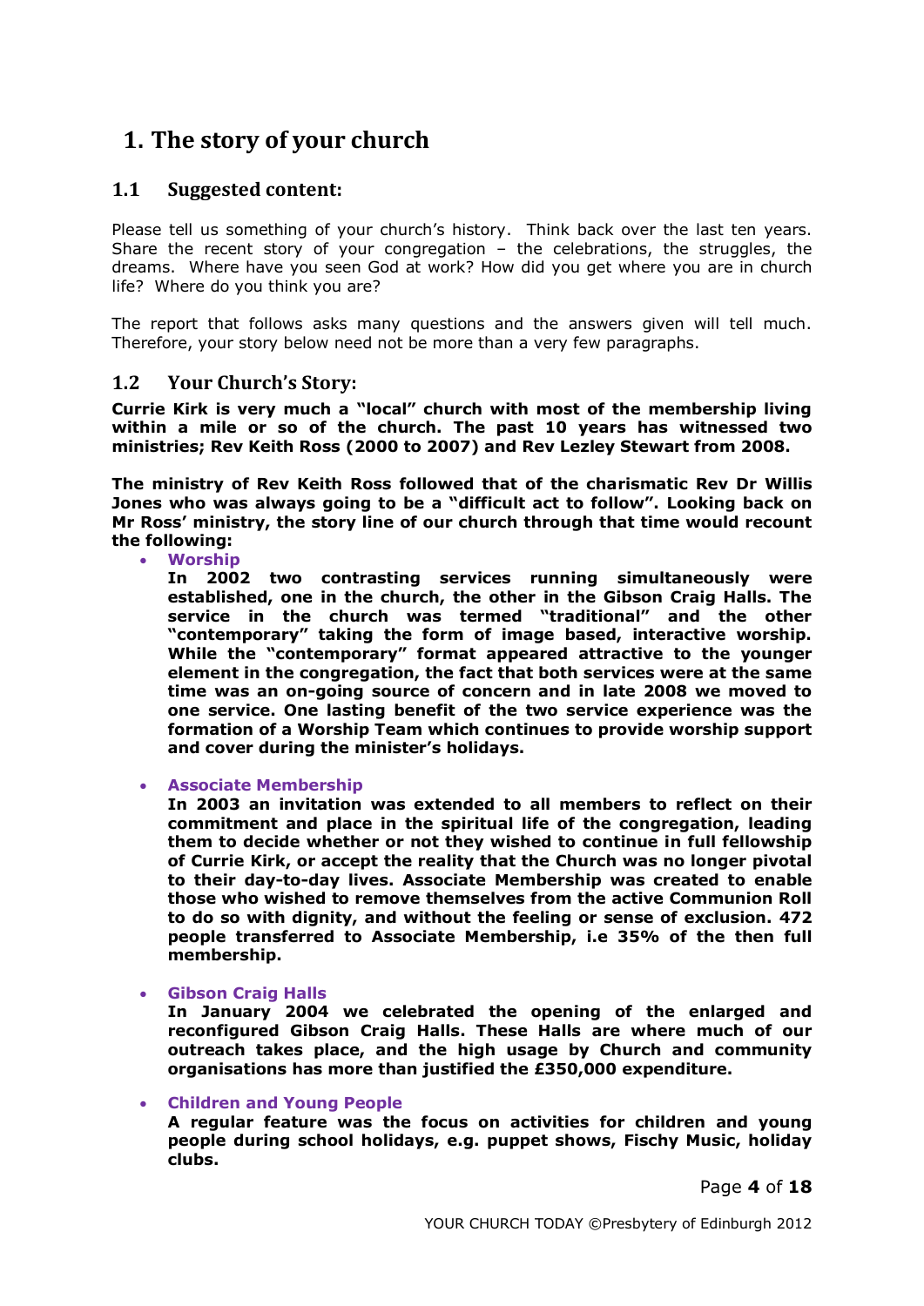# 1. The story of your church

## 1.1 Suggested content:

Please tell us something of your church's history. Think back over the last ten years. Share the recent story of your congregation – the celebrations, the struggles, the dreams. Where have you seen God at work? How did you get where you are in church life? Where do you think you are?

The report that follows asks many questions and the answers given will tell much. Therefore, your story below need not be more than a very few paragraphs.

## 1.2 Your Church's Story:

**Currie Kirk is very much a "local" church with most of the membership living within a mile or so of the church. The past 10 years has witnessed two ministries; Rev Keith Ross (2000 to 2007) and Rev Lezley Stewart from 2008.**

**The ministry of Rev Keith Ross followed that of the charismatic Rev Dr Willis Jones who was always going to be a "difficult act to follow". Looking back on Mr Ross' ministry, the story line of our church through that time would recount the following:**

- **Worship**
  **In 2002 two contrasting services running simultaneously were established, one in the church, the other in the Gibson Craig Halls. The service in the church was termed "traditional" and the other "contemporary" taking the form of image based, interactive worship. While the "contemporary" format appeared attractive to the younger element in the congregation, the fact that both services were at the same time was an on-going source of concern and in late 2008 we moved to one service. One lasting benefit of the two service experience was the formation of a Worship Team which continues to provide worship support and cover during the minister's holidays.**

- **Associate Membership**
  **In 2003 an invitation was extended to all members to reflect on their commitment and place in the spiritual life of the congregation, leading them to decide whether or not they wished to continue in full fellowship of Currie Kirk, or accept the reality that the Church was no longer pivotal to their day-to-day lives. Associate Membership was created to enable those who wished to remove themselves from the active Communion Roll to do so with dignity, and without the feeling or sense of exclusion. 472 people transferred to Associate Membership, i.e 35% of the then full membership.**

- **Gibson Craig Halls**
  **In January 2004 we celebrated the opening of the enlarged and reconfigured Gibson Craig Halls. These Halls are where much of our outreach takes place, and the high usage by Church and community organisations has more than justified the £350,000 expenditure.**

- **Children and Young People**
  **A regular feature was the focus on activities for children and young people during school holidays, e.g. puppet shows, Fischy Music, holiday clubs.**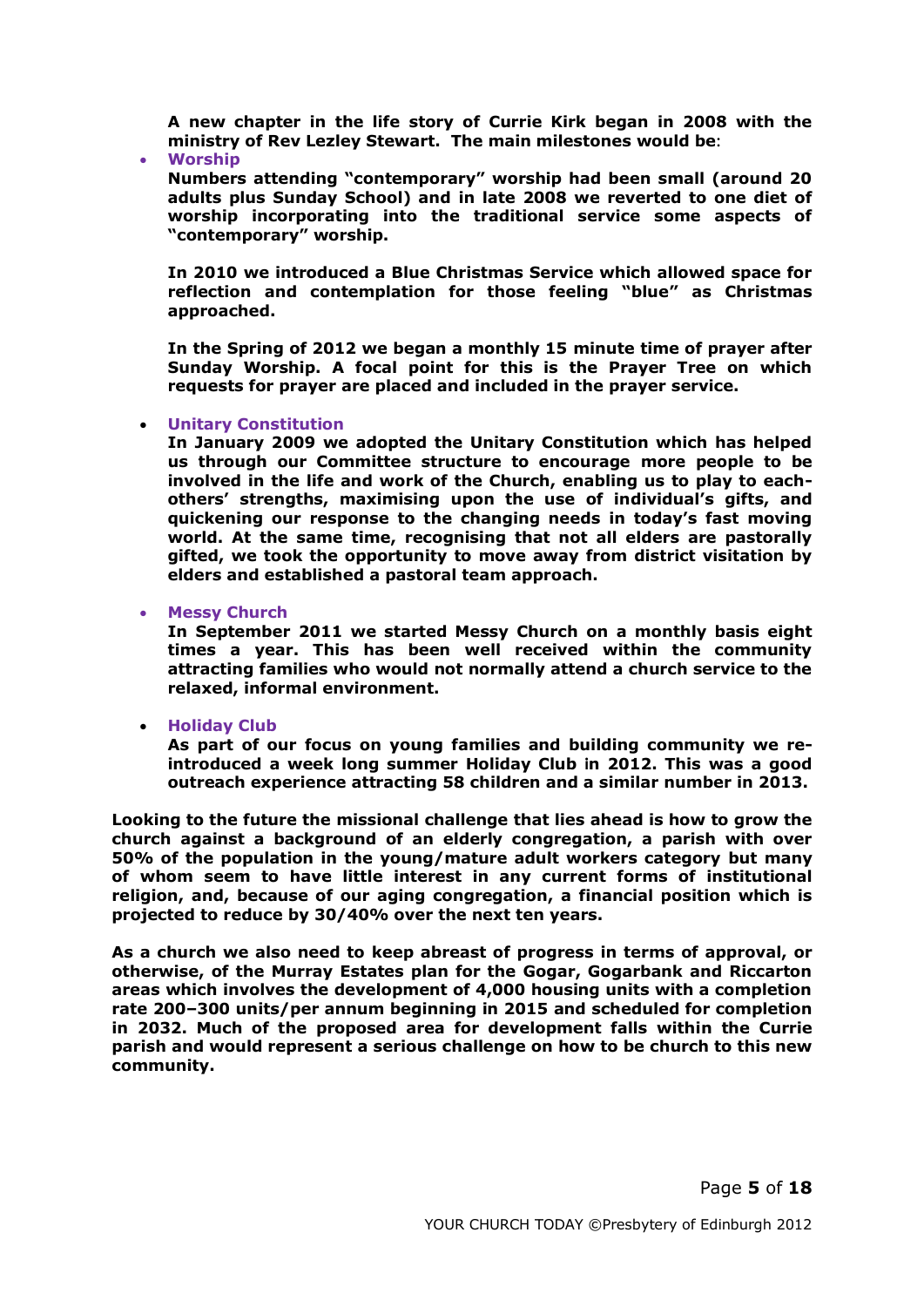**A new chapter in the life story of Currie Kirk began in 2008 with the ministry of Rev Lezley Stewart. The main milestones would be**:

- **Worship**

  **Numbers attending "contemporary" worship had been small (around 20 adults plus Sunday School) and in late 2008 we reverted to one diet of worship incorporating into the traditional service some aspects of "contemporary" worship.**

  **In 2010 we introduced a Blue Christmas Service which allowed space for reflection and contemplation for those feeling "blue" as Christmas approached.**

  **In the Spring of 2012 we began a monthly 15 minute time of prayer after Sunday Worship. A focal point for this is the Prayer Tree on which requests for prayer are placed and included in the prayer service.**

- **Unitary Constitution**

  **In January 2009 we adopted the Unitary Constitution which has helped us through our Committee structure to encourage more people to be involved in the life and work of the Church, enabling us to play to each-others' strengths, maximising upon the use of individual's gifts, and quickening our response to the changing needs in today's fast moving world. At the same time, recognising that not all elders are pastorally gifted, we took the opportunity to move away from district visitation by elders and established a pastoral team approach.**

- **Messy Church**

  **In September 2011 we started Messy Church on a monthly basis eight times a year. This has been well received within the community attracting families who would not normally attend a church service to the relaxed, informal environment.**

- **Holiday Club**

  **As part of our focus on young families and building community we re-introduced a week long summer Holiday Club in 2012. This was a good outreach experience attracting 58 children and a similar number in 2013.**

**Looking to the future the missional challenge that lies ahead is how to grow the church against a background of an elderly congregation, a parish with over 50% of the population in the young/mature adult workers category but many of whom seem to have little interest in any current forms of institutional religion, and, because of our aging congregation, a financial position which is projected to reduce by 30/40% over the next ten years.**

**As a church we also need to keep abreast of progress in terms of approval, or otherwise, of the Murray Estates plan for the Gogar, Gogarbank and Riccarton areas which involves the development of 4,000 housing units with a completion rate 200–300 units/per annum beginning in 2015 and scheduled for completion in 2032. Much of the proposed area for development falls within the Currie parish and would represent a serious challenge on how to be church to this new community.**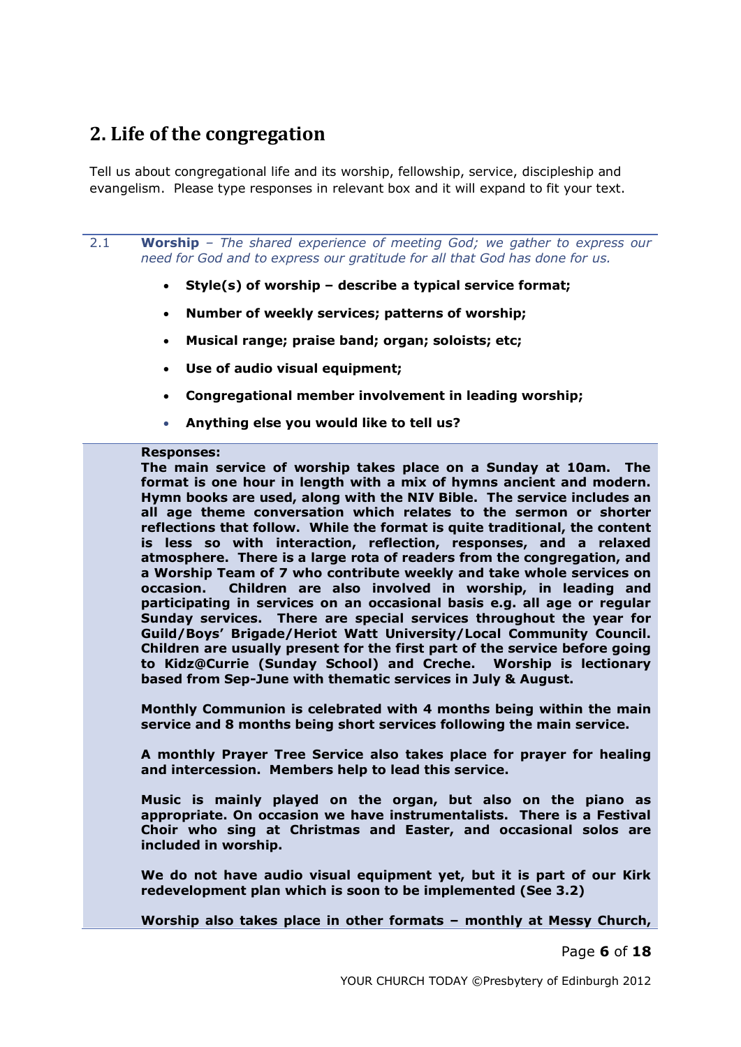## 2. Life of the congregation

Tell us about congregational life and its worship, fellowship, service, discipleship and evangelism. Please type responses in relevant box and it will expand to fit your text.

2.1 **Worship** – *The shared experience of meeting God; we gather to express our need for God and to express our gratitude for all that God has done for us.*

- **Style(s) of worship – describe a typical service format;**
- **Number of weekly services; patterns of worship;**
- **Musical range; praise band; organ; soloists; etc;**
- **Use of audio visual equipment;**
- **Congregational member involvement in leading worship;**
- **Anything else you would like to tell us?**

**Responses:**
**The main service of worship takes place on a Sunday at 10am. The format is one hour in length with a mix of hymns ancient and modern. Hymn books are used, along with the NIV Bible. The service includes an all age theme conversation which relates to the sermon or shorter reflections that follow. While the format is quite traditional, the content is less so with interaction, reflection, responses, and a relaxed atmosphere. There is a large rota of readers from the congregation, and a Worship Team of 7 who contribute weekly and take whole services on occasion. Children are also involved in worship, in leading and participating in services on an occasional basis e.g. all age or regular Sunday services. There are special services throughout the year for Guild/Boys' Brigade/Heriot Watt University/Local Community Council. Children are usually present for the first part of the service before going to Kidz@Currie (Sunday School) and Creche. Worship is lectionary based from Sep-June with thematic services in July & August.**

**Monthly Communion is celebrated with 4 months being within the main service and 8 months being short services following the main service.**

**A monthly Prayer Tree Service also takes place for prayer for healing and intercession. Members help to lead this service.**

**Music is mainly played on the organ, but also on the piano as appropriate. On occasion we have instrumentalists. There is a Festival Choir who sing at Christmas and Easter, and occasional solos are included in worship.**

**We do not have audio visual equipment yet, but it is part of our Kirk redevelopment plan which is soon to be implemented (See 3.2)**

**Worship also takes place in other formats – monthly at Messy Church,**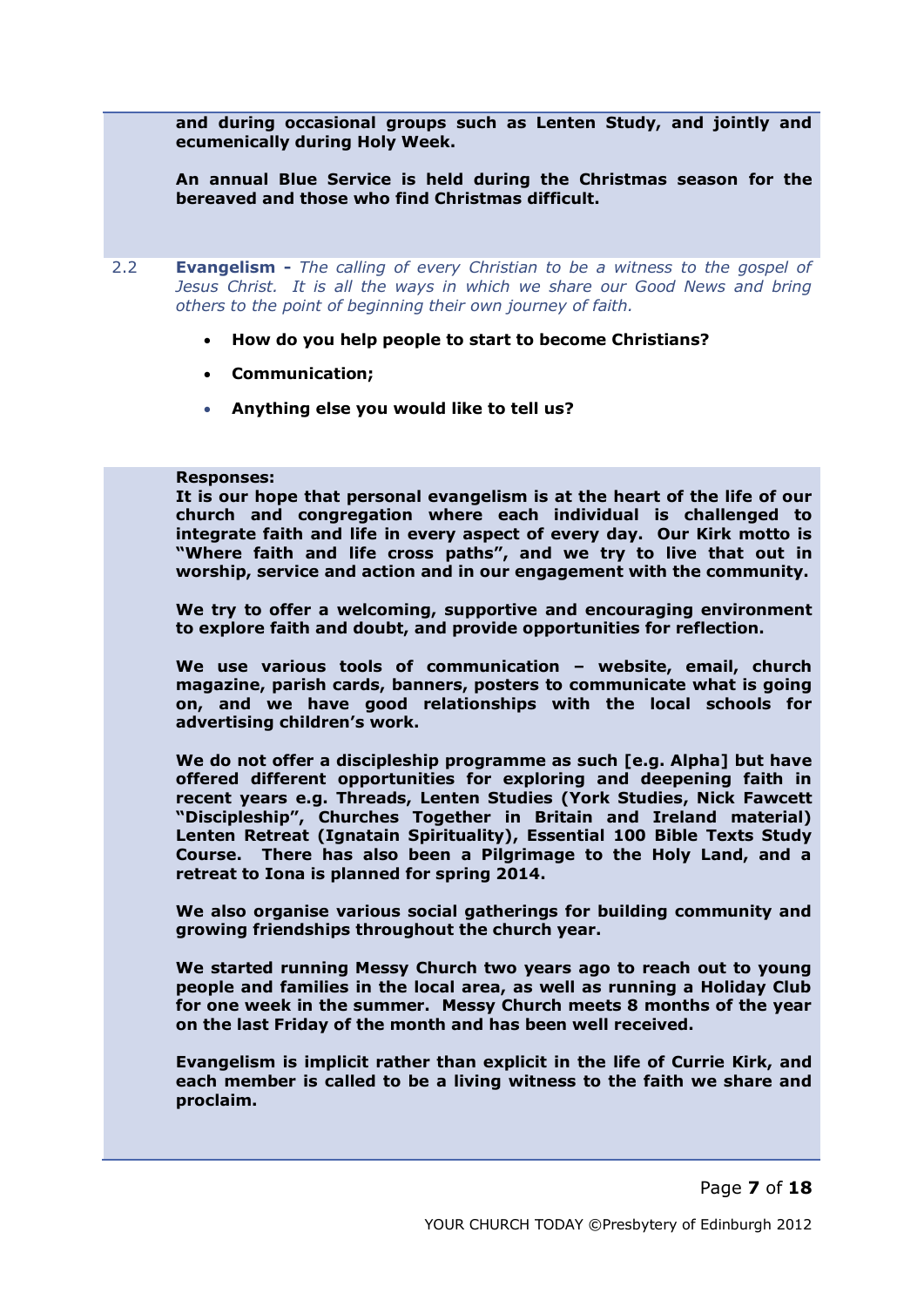**and during occasional groups such as Lenten Study, and jointly and ecumenically during Holy Week.**

**An annual Blue Service is held during the Christmas season for the bereaved and those who find Christmas difficult.**

2.2 **Evangelism -** *The calling of every Christian to be a witness to the gospel of Jesus Christ. It is all the ways in which we share our Good News and bring others to the point of beginning their own journey of faith.*

- **How do you help people to start to become Christians?**
- **Communication;**
- **Anything else you would like to tell us?**

**Responses:**
**It is our hope that personal evangelism is at the heart of the life of our church and congregation where each individual is challenged to integrate faith and life in every aspect of every day. Our Kirk motto is "Where faith and life cross paths", and we try to live that out in worship, service and action and in our engagement with the community.**

**We try to offer a welcoming, supportive and encouraging environment to explore faith and doubt, and provide opportunities for reflection.**

**We use various tools of communication – website, email, church magazine, parish cards, banners, posters to communicate what is going on, and we have good relationships with the local schools for advertising children's work.**

**We do not offer a discipleship programme as such [e.g. Alpha] but have offered different opportunities for exploring and deepening faith in recent years e.g. Threads, Lenten Studies (York Studies, Nick Fawcett "Discipleship", Churches Together in Britain and Ireland material) Lenten Retreat (Ignatain Spirituality), Essential 100 Bible Texts Study Course. There has also been a Pilgrimage to the Holy Land, and a retreat to Iona is planned for spring 2014.**

**We also organise various social gatherings for building community and growing friendships throughout the church year.**

**We started running Messy Church two years ago to reach out to young people and families in the local area, as well as running a Holiday Club for one week in the summer. Messy Church meets 8 months of the year on the last Friday of the month and has been well received.**

**Evangelism is implicit rather than explicit in the life of Currie Kirk, and each member is called to be a living witness to the faith we share and proclaim.**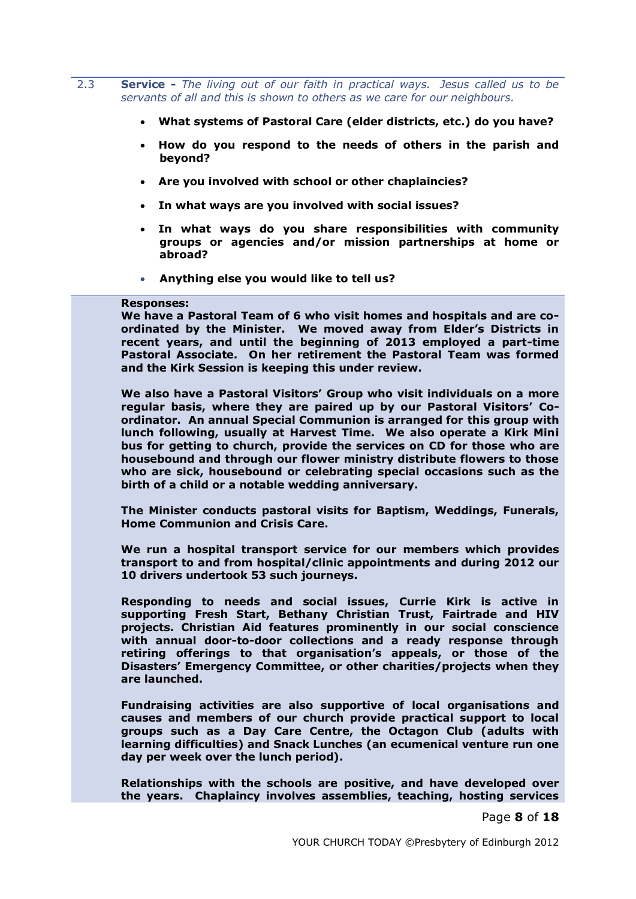2.3 **Service -** *The living out of our faith in practical ways. Jesus called us to be servants of all and this is shown to others as we care for our neighbours.*

- **What systems of Pastoral Care (elder districts, etc.) do you have?**
- **How do you respond to the needs of others in the parish and beyond?**
- **Are you involved with school or other chaplaincies?**
- **In what ways are you involved with social issues?**
- **In what ways do you share responsibilities with community groups or agencies and/or mission partnerships at home or abroad?**
- **Anything else you would like to tell us?**

**Responses:**

**We have a Pastoral Team of 6 who visit homes and hospitals and are co-ordinated by the Minister. We moved away from Elder's Districts in recent years, and until the beginning of 2013 employed a part-time Pastoral Associate. On her retirement the Pastoral Team was formed and the Kirk Session is keeping this under review.**

**We also have a Pastoral Visitors' Group who visit individuals on a more regular basis, where they are paired up by our Pastoral Visitors' Co-ordinator. An annual Special Communion is arranged for this group with lunch following, usually at Harvest Time. We also operate a Kirk Mini bus for getting to church, provide the services on CD for those who are housebound and through our flower ministry distribute flowers to those who are sick, housebound or celebrating special occasions such as the birth of a child or a notable wedding anniversary.**

**The Minister conducts pastoral visits for Baptism, Weddings, Funerals, Home Communion and Crisis Care.**

**We run a hospital transport service for our members which provides transport to and from hospital/clinic appointments and during 2012 our 10 drivers undertook 53 such journeys.**

**Responding to needs and social issues, Currie Kirk is active in supporting Fresh Start, Bethany Christian Trust, Fairtrade and HIV projects. Christian Aid features prominently in our social conscience with annual door-to-door collections and a ready response through retiring offerings to that organisation's appeals, or those of the Disasters' Emergency Committee, or other charities/projects when they are launched.**

**Fundraising activities are also supportive of local organisations and causes and members of our church provide practical support to local groups such as a Day Care Centre, the Octagon Club (adults with learning difficulties) and Snack Lunches (an ecumenical venture run one day per week over the lunch period).**

**Relationships with the schools are positive, and have developed over the years. Chaplaincy involves assemblies, teaching, hosting services**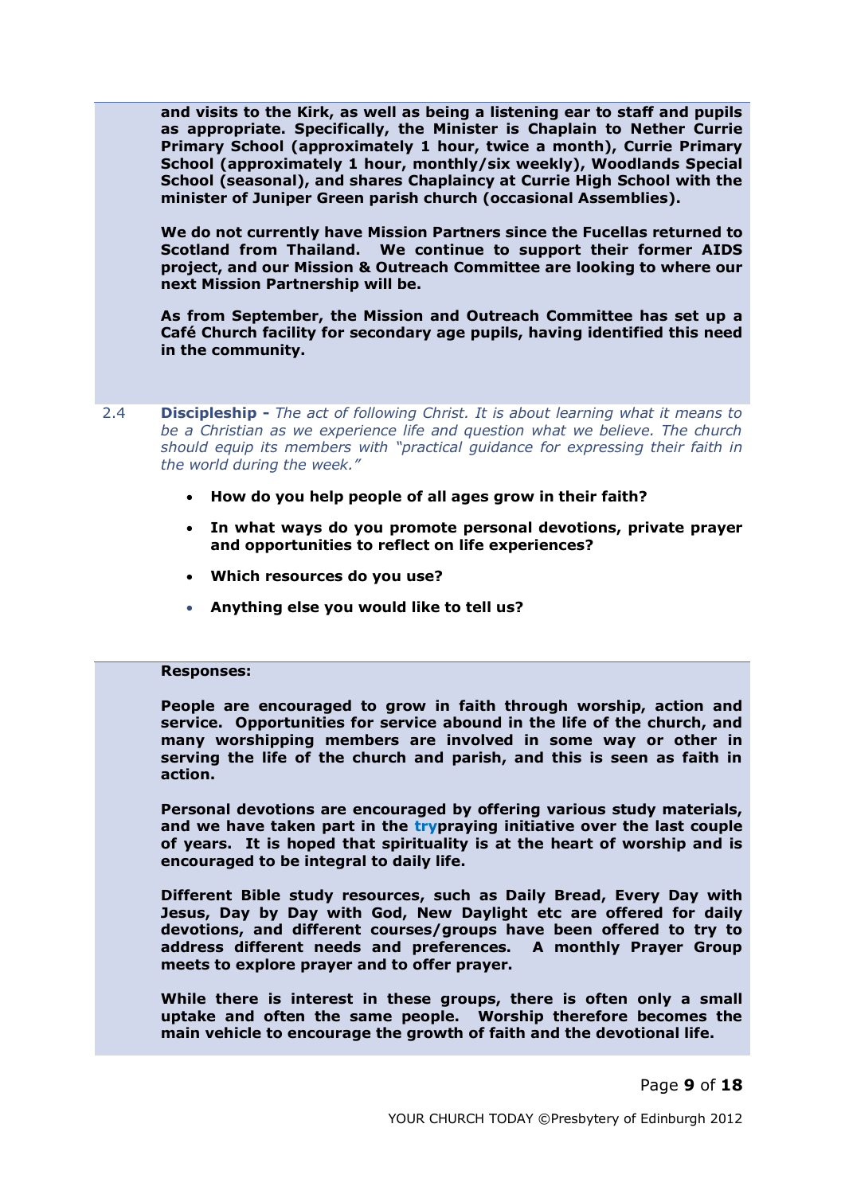**and visits to the Kirk, as well as being a listening ear to staff and pupils as appropriate. Specifically, the Minister is Chaplain to Nether Currie Primary School (approximately 1 hour, twice a month), Currie Primary School (approximately 1 hour, monthly/six weekly), Woodlands Special School (seasonal), and shares Chaplaincy at Currie High School with the minister of Juniper Green parish church (occasional Assemblies).**

**We do not currently have Mission Partners since the Fucellas returned to Scotland from Thailand. We continue to support their former AIDS project, and our Mission & Outreach Committee are looking to where our next Mission Partnership will be.**

**As from September, the Mission and Outreach Committee has set up a Café Church facility for secondary age pupils, having identified this need in the community.**

2.4 **Discipleship -** *The act of following Christ. It is about learning what it means to be a Christian as we experience life and question what we believe. The church should equip its members with "practical guidance for expressing their faith in the world during the week."*

- **How do you help people of all ages grow in their faith?**
- **In what ways do you promote personal devotions, private prayer and opportunities to reflect on life experiences?**
- **Which resources do you use?**
- **Anything else you would like to tell us?**

**Responses:**

**People are encouraged to grow in faith through worship, action and service. Opportunities for service abound in the life of the church, and many worshipping members are involved in some way or other in serving the life of the church and parish, and this is seen as faith in action.**

**Personal devotions are encouraged by offering various study materials, and we have taken part in the trypraying initiative over the last couple of years. It is hoped that spirituality is at the heart of worship and is encouraged to be integral to daily life.**

**Different Bible study resources, such as Daily Bread, Every Day with Jesus, Day by Day with God, New Daylight etc are offered for daily devotions, and different courses/groups have been offered to try to address different needs and preferences. A monthly Prayer Group meets to explore prayer and to offer prayer.**

**While there is interest in these groups, there is often only a small uptake and often the same people. Worship therefore becomes the main vehicle to encourage the growth of faith and the devotional life.**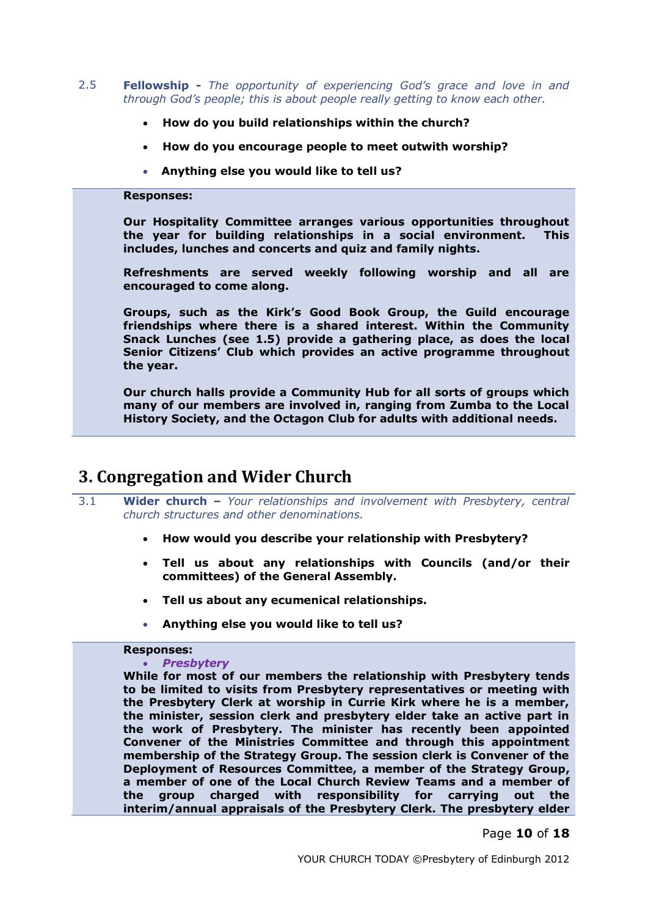2.5 **Fellowship -** *The opportunity of experiencing God's grace and love in and through God's people; this is about people really getting to know each other.*

- **How do you build relationships within the church?**
- **How do you encourage people to meet outwith worship?**
- **Anything else you would like to tell us?**

**Responses:**

**Our Hospitality Committee arranges various opportunities throughout the year for building relationships in a social environment. This includes, lunches and concerts and quiz and family nights.**

**Refreshments are served weekly following worship and all are encouraged to come along.**

**Groups, such as the Kirk's Good Book Group, the Guild encourage friendships where there is a shared interest. Within the Community Snack Lunches (see 1.5) provide a gathering place, as does the local Senior Citizens' Club which provides an active programme throughout the year.**

**Our church halls provide a Community Hub for all sorts of groups which many of our members are involved in, ranging from Zumba to the Local History Society, and the Octagon Club for adults with additional needs.**

# 3. Congregation and Wider Church

3.1 **Wider church –** *Your relationships and involvement with Presbytery, central church structures and other denominations.*

- **How would you describe your relationship with Presbytery?**
- **Tell us about any relationships with Councils (and/or their committees) of the General Assembly.**
- **Tell us about any ecumenical relationships.**
- **Anything else you would like to tell us?**

**Responses:**

- ***Presbytery***

**While for most of our members the relationship with Presbytery tends to be limited to visits from Presbytery representatives or meeting with the Presbytery Clerk at worship in Currie Kirk where he is a member, the minister, session clerk and presbytery elder take an active part in the work of Presbytery. The minister has recently been appointed Convener of the Ministries Committee and through this appointment membership of the Strategy Group. The session clerk is Convener of the Deployment of Resources Committee, a member of the Strategy Group, a member of one of the Local Church Review Teams and a member of the group charged with responsibility for carrying out the interim/annual appraisals of the Presbytery Clerk. The presbytery elder**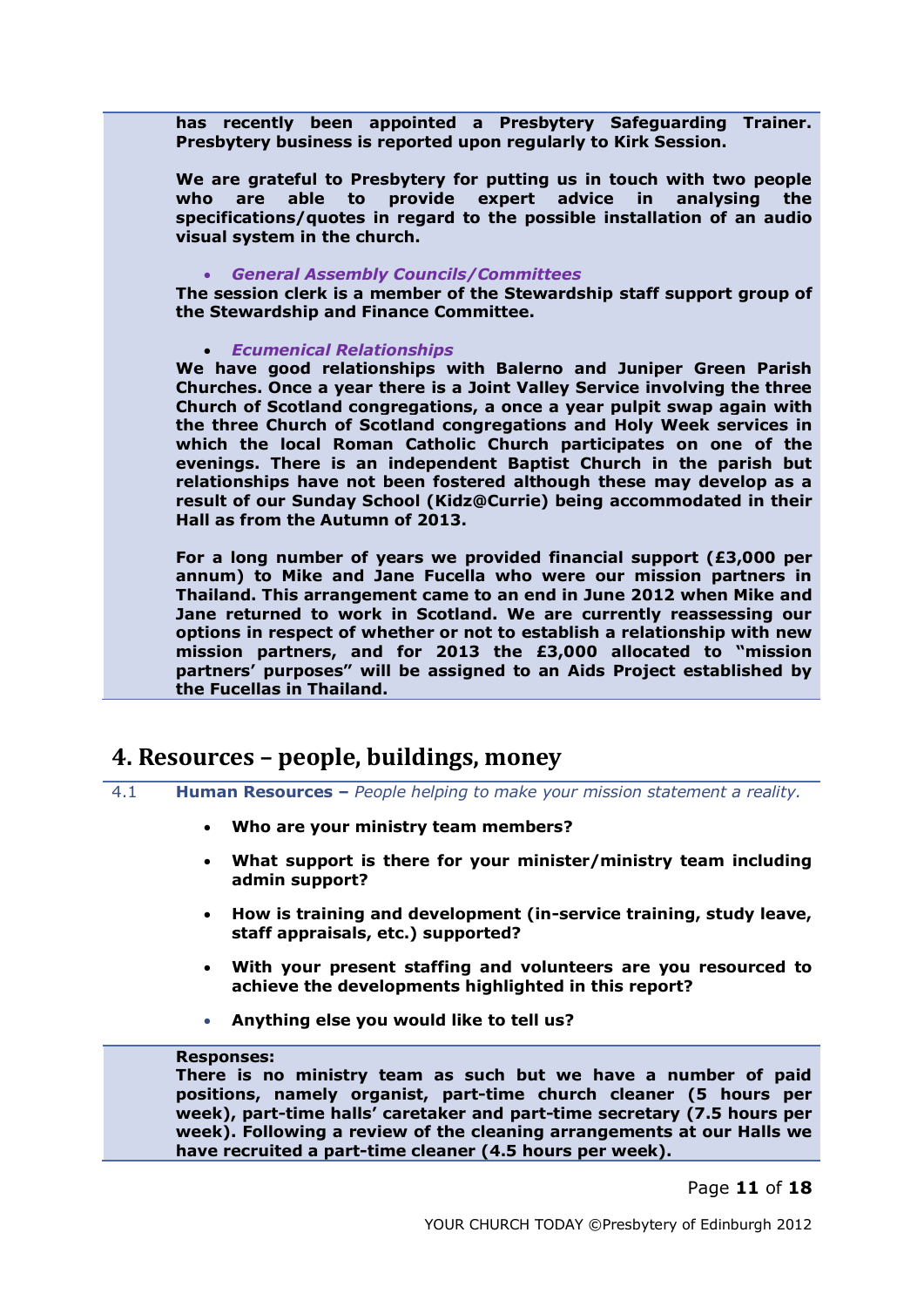**has recently been appointed a Presbytery Safeguarding Trainer. Presbytery business is reported upon regularly to Kirk Session.**

**We are grateful to Presbytery for putting us in touch with two people who are able to provide expert advice in analysing the specifications/quotes in regard to the possible installation of an audio visual system in the church.**

- ***General Assembly Councils/Committees***

**The session clerk is a member of the Stewardship staff support group of the Stewardship and Finance Committee.**

- ***Ecumenical Relationships***

**We have good relationships with Balerno and Juniper Green Parish Churches. Once a year there is a Joint Valley Service involving the three Church of Scotland congregations, a once a year pulpit swap again with the three Church of Scotland congregations and Holy Week services in which the local Roman Catholic Church participates on one of the evenings. There is an independent Baptist Church in the parish but relationships have not been fostered although these may develop as a result of our Sunday School (Kidz@Currie) being accommodated in their Hall as from the Autumn of 2013.**

**For a long number of years we provided financial support (£3,000 per annum) to Mike and Jane Fucella who were our mission partners in Thailand. This arrangement came to an end in June 2012 when Mike and Jane returned to work in Scotland. We are currently reassessing our options in respect of whether or not to establish a relationship with new mission partners, and for 2013 the £3,000 allocated to "mission partners' purposes" will be assigned to an Aids Project established by the Fucellas in Thailand.**

# 4. Resources – people, buildings, money

4.1 **Human Resources –** *People helping to make your mission statement a reality.*

- **Who are your ministry team members?**
- **What support is there for your minister/ministry team including admin support?**
- **How is training and development (in-service training, study leave, staff appraisals, etc.) supported?**
- **With your present staffing and volunteers are you resourced to achieve the developments highlighted in this report?**
- **Anything else you would like to tell us?**

**Responses:**
**There is no ministry team as such but we have a number of paid positions, namely organist, part-time church cleaner (5 hours per week), part-time halls' caretaker and part-time secretary (7.5 hours per week). Following a review of the cleaning arrangements at our Halls we have recruited a part-time cleaner (4.5 hours per week).**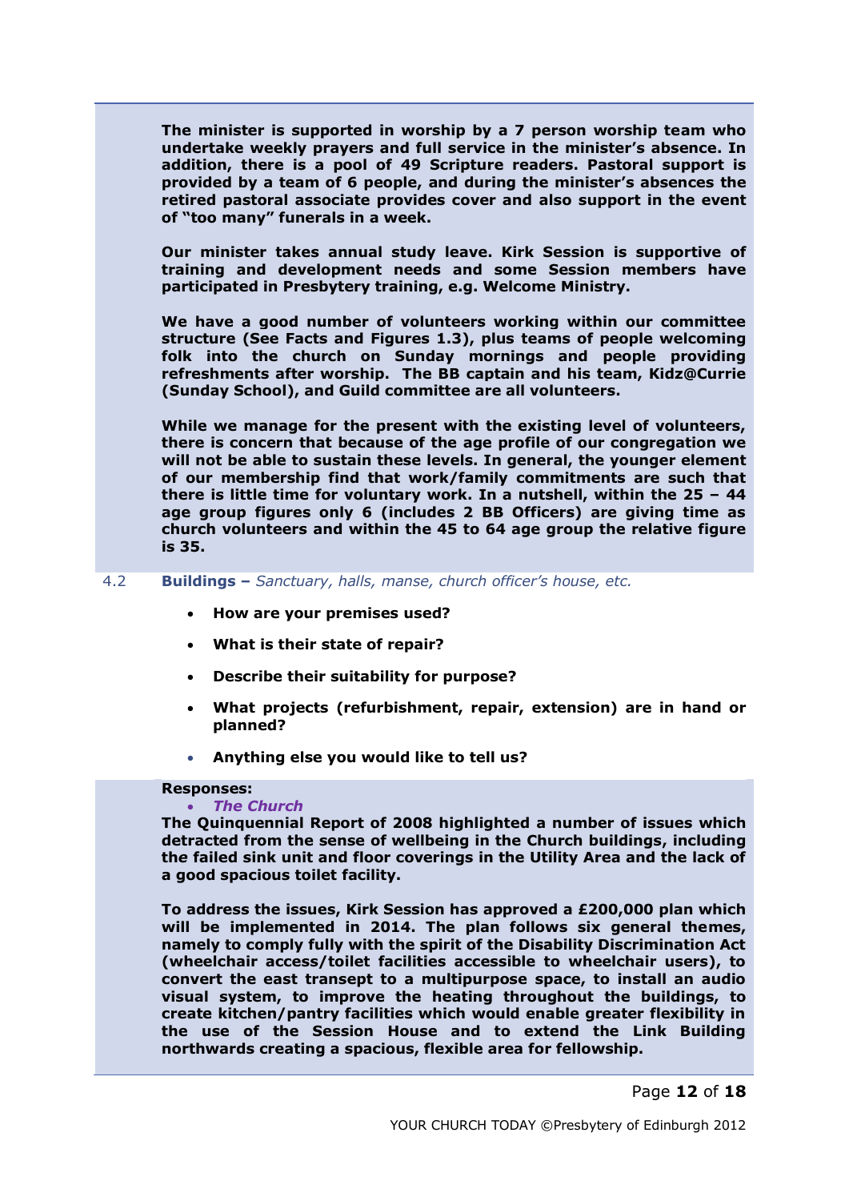**The minister is supported in worship by a 7 person worship team who undertake weekly prayers and full service in the minister's absence. In addition, there is a pool of 49 Scripture readers. Pastoral support is provided by a team of 6 people, and during the minister's absences the retired pastoral associate provides cover and also support in the event of "too many" funerals in a week.**

**Our minister takes annual study leave. Kirk Session is supportive of training and development needs and some Session members have participated in Presbytery training, e.g. Welcome Ministry.**

**We have a good number of volunteers working within our committee structure (See Facts and Figures 1.3), plus teams of people welcoming folk into the church on Sunday mornings and people providing refreshments after worship. The BB captain and his team, Kidz@Currie (Sunday School), and Guild committee are all volunteers.**

**While we manage for the present with the existing level of volunteers, there is concern that because of the age profile of our congregation we will not be able to sustain these levels. In general, the younger element of our membership find that work/family commitments are such that there is little time for voluntary work. In a nutshell, within the 25 – 44 age group figures only 6 (includes 2 BB Officers) are giving time as church volunteers and within the 45 to 64 age group the relative figure is 35.**

4.2 **Buildings –** *Sanctuary, halls, manse, church officer's house, etc.*

- **How are your premises used?**
- **What is their state of repair?**
- **Describe their suitability for purpose?**
- **What projects (refurbishment, repair, extension) are in hand or planned?**
- **Anything else you would like to tell us?**

**Responses:**

- ***The Church***

**The Quinquennial Report of 2008 highlighted a number of issues which detracted from the sense of wellbeing in the Church buildings, including the failed sink unit and floor coverings in the Utility Area and the lack of a good spacious toilet facility.**

**To address the issues, Kirk Session has approved a £200,000 plan which will be implemented in 2014. The plan follows six general themes, namely to comply fully with the spirit of the Disability Discrimination Act (wheelchair access/toilet facilities accessible to wheelchair users), to convert the east transept to a multipurpose space, to install an audio visual system, to improve the heating throughout the buildings, to create kitchen/pantry facilities which would enable greater flexibility in the use of the Session House and to extend the Link Building northwards creating a spacious, flexible area for fellowship.**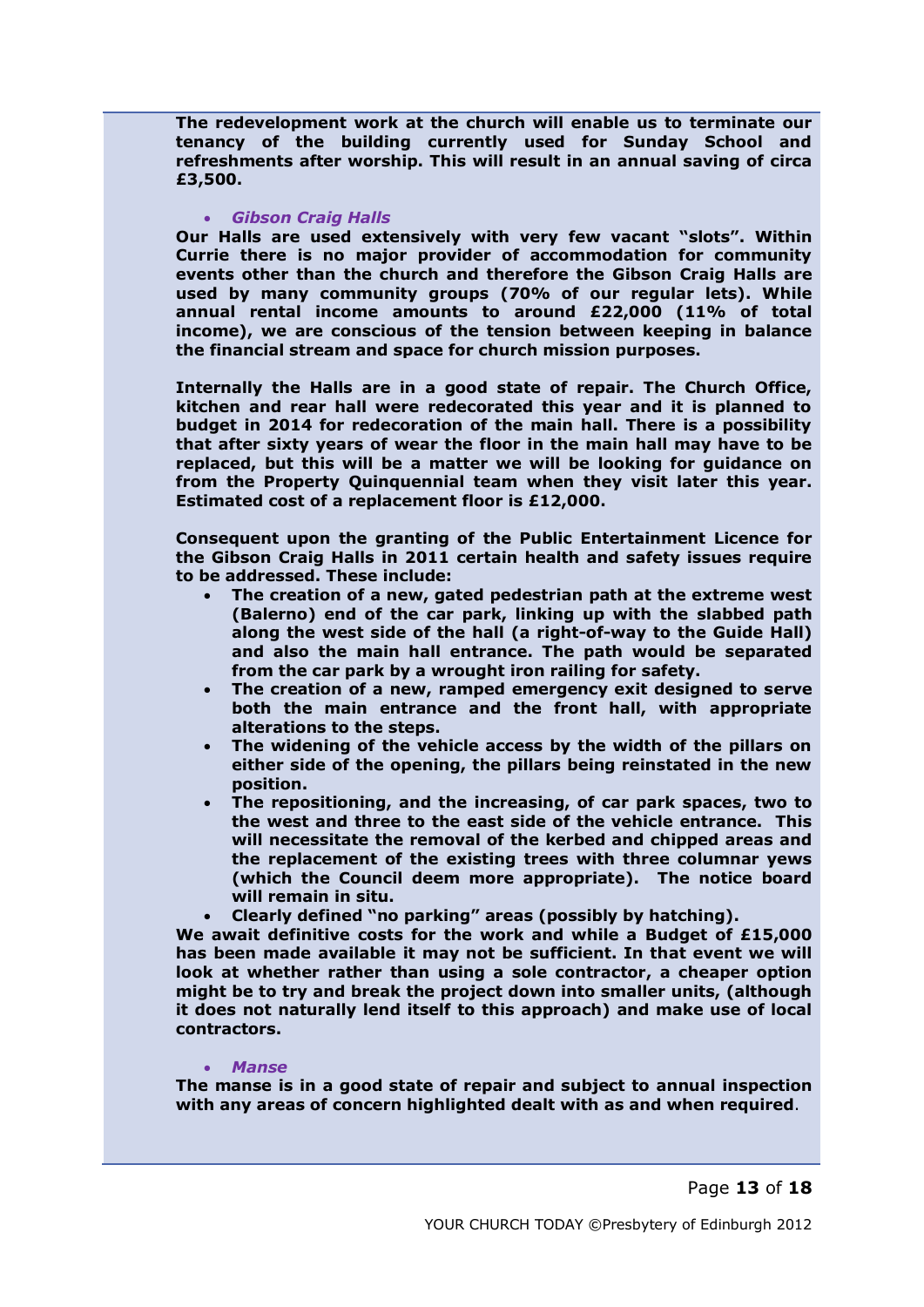**The redevelopment work at the church will enable us to terminate our tenancy of the building currently used for Sunday School and refreshments after worship. This will result in an annual saving of circa £3,500.**

- ***Gibson Craig Halls***

**Our Halls are used extensively with very few vacant "slots". Within Currie there is no major provider of accommodation for community events other than the church and therefore the Gibson Craig Halls are used by many community groups (70% of our regular lets). While annual rental income amounts to around £22,000 (11% of total income), we are conscious of the tension between keeping in balance the financial stream and space for church mission purposes.**

**Internally the Halls are in a good state of repair. The Church Office, kitchen and rear hall were redecorated this year and it is planned to budget in 2014 for redecoration of the main hall. There is a possibility that after sixty years of wear the floor in the main hall may have to be replaced, but this will be a matter we will be looking for guidance on from the Property Quinquennial team when they visit later this year. Estimated cost of a replacement floor is £12,000.**

**Consequent upon the granting of the Public Entertainment Licence for the Gibson Craig Halls in 2011 certain health and safety issues require to be addressed. These include:**

- **The creation of a new, gated pedestrian path at the extreme west (Balerno) end of the car park, linking up with the slabbed path along the west side of the hall (a right-of-way to the Guide Hall) and also the main hall entrance. The path would be separated from the car park by a wrought iron railing for safety.**
- **The creation of a new, ramped emergency exit designed to serve both the main entrance and the front hall, with appropriate alterations to the steps.**
- **The widening of the vehicle access by the width of the pillars on either side of the opening, the pillars being reinstated in the new position.**
- **The repositioning, and the increasing, of car park spaces, two to the west and three to the east side of the vehicle entrance. This will necessitate the removal of the kerbed and chipped areas and the replacement of the existing trees with three columnar yews (which the Council deem more appropriate). The notice board will remain in situ.**
- **Clearly defined "no parking" areas (possibly by hatching).**

**We await definitive costs for the work and while a Budget of £15,000 has been made available it may not be sufficient. In that event we will look at whether rather than using a sole contractor, a cheaper option might be to try and break the project down into smaller units, (although it does not naturally lend itself to this approach) and make use of local contractors.**

- ***Manse***

**The manse is in a good state of repair and subject to annual inspection with any areas of concern highlighted dealt with as and when required**.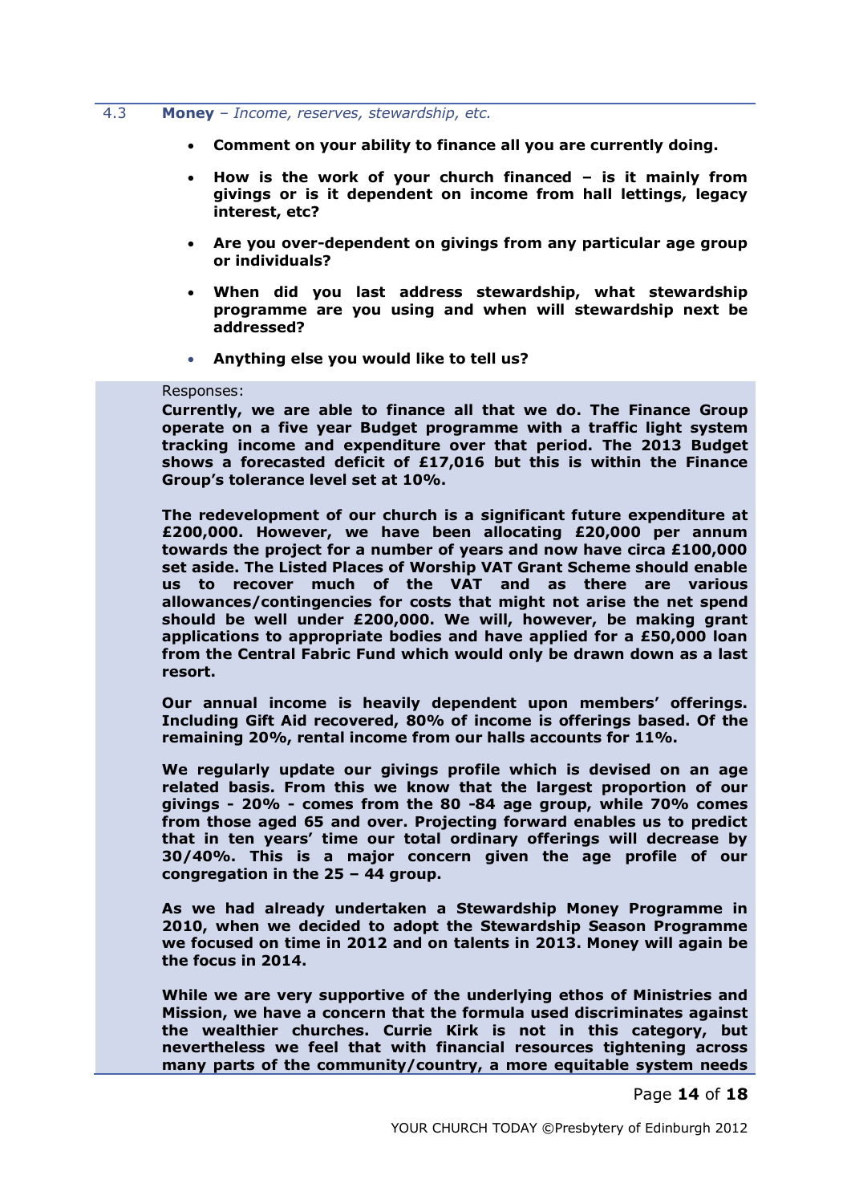## 4.3 **Money** – *Income, reserves, stewardship, etc.*

- **Comment on your ability to finance all you are currently doing.**
- **How is the work of your church financed – is it mainly from givings or is it dependent on income from hall lettings, legacy interest, etc?**
- **Are you over-dependent on givings from any particular age group or individuals?**
- **When did you last address stewardship, what stewardship programme are you using and when will stewardship next be addressed?**
- **Anything else you would like to tell us?**

Responses:

**Currently, we are able to finance all that we do. The Finance Group operate on a five year Budget programme with a traffic light system tracking income and expenditure over that period. The 2013 Budget shows a forecasted deficit of £17,016 but this is within the Finance Group's tolerance level set at 10%.**

**The redevelopment of our church is a significant future expenditure at £200,000. However, we have been allocating £20,000 per annum towards the project for a number of years and now have circa £100,000 set aside. The Listed Places of Worship VAT Grant Scheme should enable us to recover much of the VAT and as there are various allowances/contingencies for costs that might not arise the net spend should be well under £200,000. We will, however, be making grant applications to appropriate bodies and have applied for a £50,000 loan from the Central Fabric Fund which would only be drawn down as a last resort.**

**Our annual income is heavily dependent upon members' offerings. Including Gift Aid recovered, 80% of income is offerings based. Of the remaining 20%, rental income from our halls accounts for 11%.**

**We regularly update our givings profile which is devised on an age related basis. From this we know that the largest proportion of our givings - 20% - comes from the 80 -84 age group, while 70% comes from those aged 65 and over. Projecting forward enables us to predict that in ten years' time our total ordinary offerings will decrease by 30/40%. This is a major concern given the age profile of our congregation in the 25 – 44 group.**

**As we had already undertaken a Stewardship Money Programme in 2010, when we decided to adopt the Stewardship Season Programme we focused on time in 2012 and on talents in 2013. Money will again be the focus in 2014.**

**While we are very supportive of the underlying ethos of Ministries and Mission, we have a concern that the formula used discriminates against the wealthier churches. Currie Kirk is not in this category, but nevertheless we feel that with financial resources tightening across many parts of the community/country, a more equitable system needs**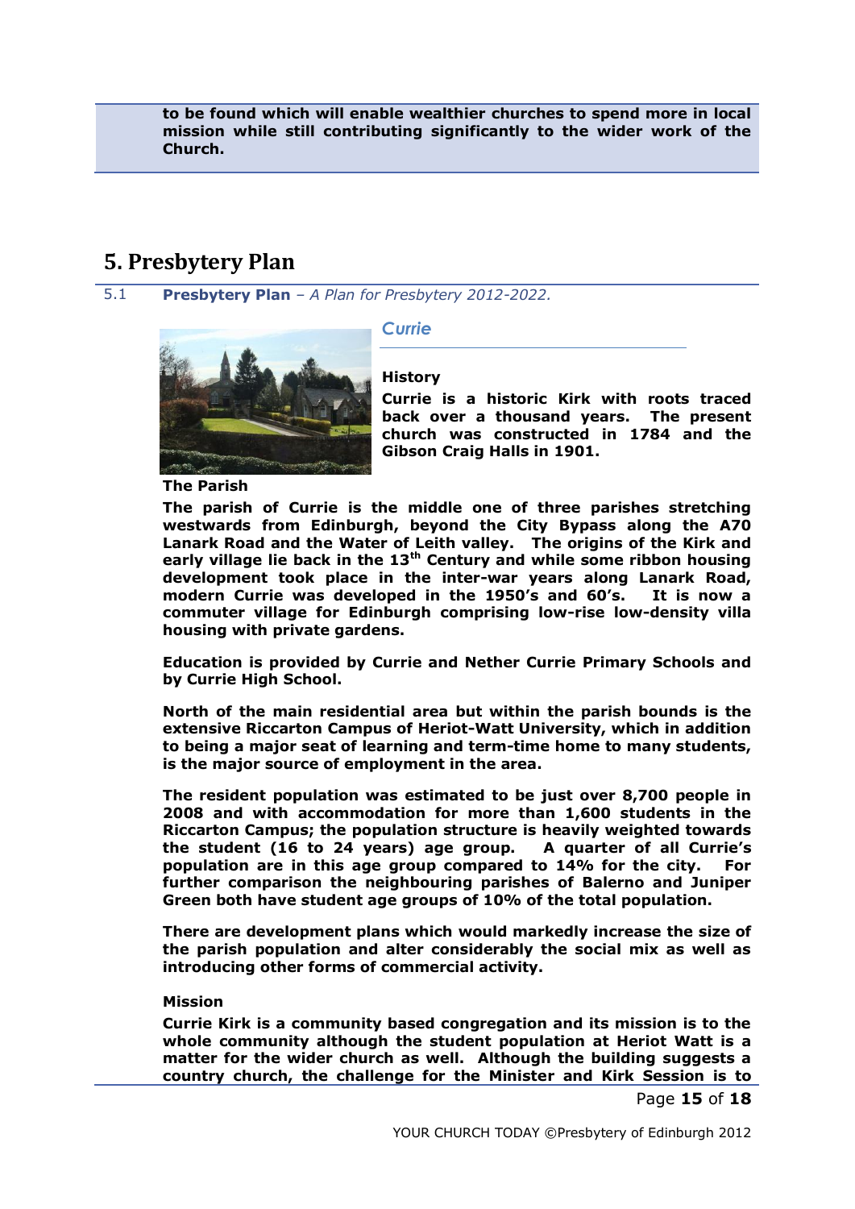**to be found which will enable wealthier churches to spend more in local mission while still contributing significantly to the wider work of the Church.**

# 5. Presbytery Plan

5.1 **Presbytery Plan** – *A Plan for Presbytery 2012-2022.*

## *Currie*

**History**

**Currie is a historic Kirk with roots traced back over a thousand years. The present church was constructed in 1784 and the Gibson Craig Halls in 1901.**

**The Parish**

**The parish of Currie is the middle one of three parishes stretching westwards from Edinburgh, beyond the City Bypass along the A70 Lanark Road and the Water of Leith valley. The origins of the Kirk and early village lie back in the 13th Century and while some ribbon housing development took place in the inter-war years along Lanark Road, modern Currie was developed in the 1950's and 60's. It is now a commuter village for Edinburgh comprising low-rise low-density villa housing with private gardens.**

**Education is provided by Currie and Nether Currie Primary Schools and by Currie High School.**

**North of the main residential area but within the parish bounds is the extensive Riccarton Campus of Heriot-Watt University, which in addition to being a major seat of learning and term-time home to many students, is the major source of employment in the area.**

**The resident population was estimated to be just over 8,700 people in 2008 and with accommodation for more than 1,600 students in the Riccarton Campus; the population structure is heavily weighted towards the student (16 to 24 years) age group. A quarter of all Currie's population are in this age group compared to 14% for the city. For further comparison the neighbouring parishes of Balerno and Juniper Green both have student age groups of 10% of the total population.**

**There are development plans which would markedly increase the size of the parish population and alter considerably the social mix as well as introducing other forms of commercial activity.**

**Mission**

**Currie Kirk is a community based congregation and its mission is to the whole community although the student population at Heriot Watt is a matter for the wider church as well. Although the building suggests a country church, the challenge for the Minister and Kirk Session is to**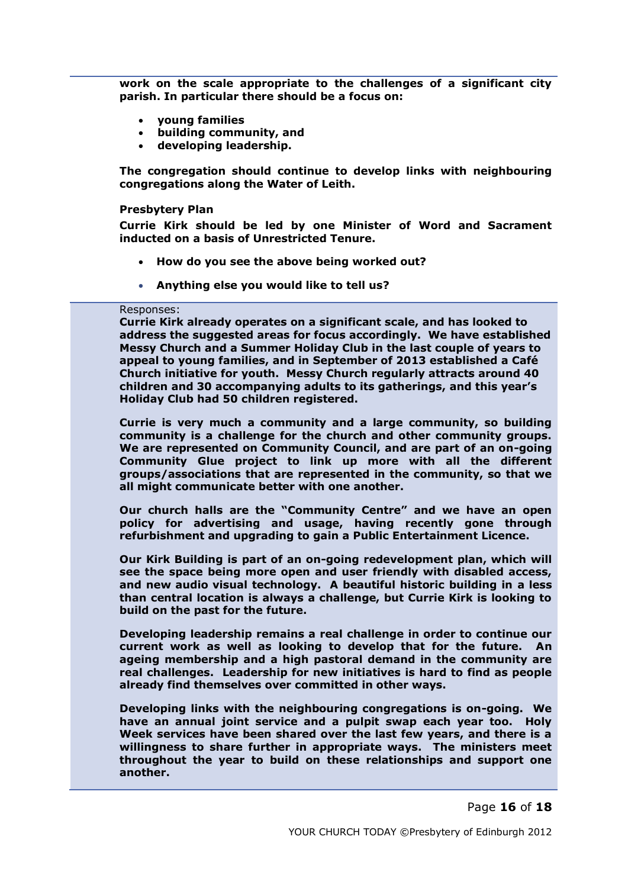**work on the scale appropriate to the challenges of a significant city parish. In particular there should be a focus on:**

- **young families**
- **building community, and**
- **developing leadership.**

**The congregation should continue to develop links with neighbouring congregations along the Water of Leith.**

**Presbytery Plan**

**Currie Kirk should be led by one Minister of Word and Sacrament inducted on a basis of Unrestricted Tenure.**

- **How do you see the above being worked out?**
- **Anything else you would like to tell us?**

Responses:

**Currie Kirk already operates on a significant scale, and has looked to address the suggested areas for focus accordingly. We have established Messy Church and a Summer Holiday Club in the last couple of years to appeal to young families, and in September of 2013 established a Café Church initiative for youth. Messy Church regularly attracts around 40 children and 30 accompanying adults to its gatherings, and this year's Holiday Club had 50 children registered.**

**Currie is very much a community and a large community, so building community is a challenge for the church and other community groups. We are represented on Community Council, and are part of an on-going Community Glue project to link up more with all the different groups/associations that are represented in the community, so that we all might communicate better with one another.**

**Our church halls are the "Community Centre" and we have an open policy for advertising and usage, having recently gone through refurbishment and upgrading to gain a Public Entertainment Licence.**

**Our Kirk Building is part of an on-going redevelopment plan, which will see the space being more open and user friendly with disabled access, and new audio visual technology. A beautiful historic building in a less than central location is always a challenge, but Currie Kirk is looking to build on the past for the future.**

**Developing leadership remains a real challenge in order to continue our current work as well as looking to develop that for the future. An ageing membership and a high pastoral demand in the community are real challenges. Leadership for new initiatives is hard to find as people already find themselves over committed in other ways.**

**Developing links with the neighbouring congregations is on-going. We have an annual joint service and a pulpit swap each year too. Holy Week services have been shared over the last few years, and there is a willingness to share further in appropriate ways. The ministers meet throughout the year to build on these relationships and support one another.**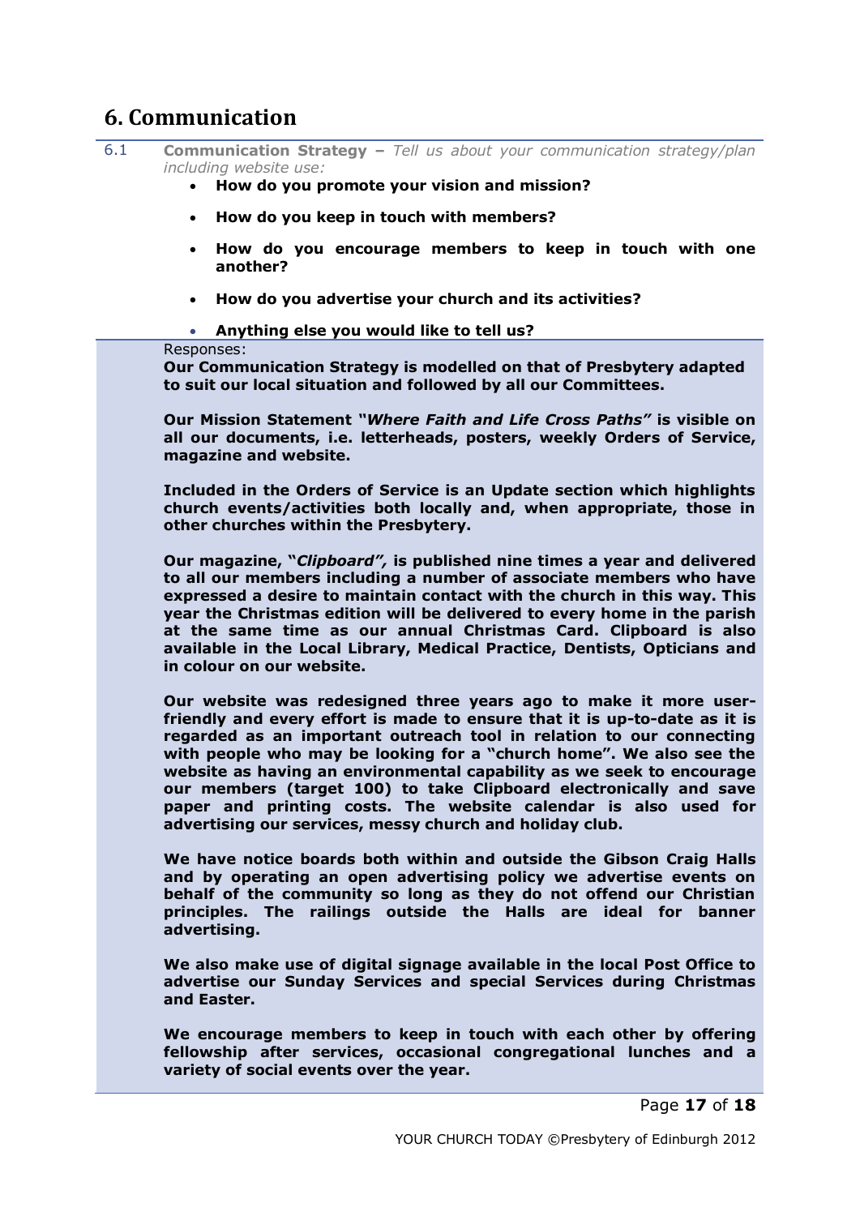## 6. Communication

6.1 **Communication Strategy –** *Tell us about your communication strategy/plan including website use:*

- **How do you promote your vision and mission?**
- **How do you keep in touch with members?**
- **How do you encourage members to keep in touch with one another?**
- **How do you advertise your church and its activities?**
- **Anything else you would like to tell us?**

Responses:

**Our Communication Strategy is modelled on that of Presbytery adapted to suit our local situation and followed by all our Committees.**

**Our Mission Statement "*Where Faith and Life Cross Paths*" is visible on all our documents, i.e. letterheads, posters, weekly Orders of Service, magazine and website.**

**Included in the Orders of Service is an Update section which highlights church events/activities both locally and, when appropriate, those in other churches within the Presbytery.**

**Our magazine, "*Clipboard*", is published nine times a year and delivered to all our members including a number of associate members who have expressed a desire to maintain contact with the church in this way. This year the Christmas edition will be delivered to every home in the parish at the same time as our annual Christmas Card. Clipboard is also available in the Local Library, Medical Practice, Dentists, Opticians and in colour on our website.**

**Our website was redesigned three years ago to make it more user-friendly and every effort is made to ensure that it is up-to-date as it is regarded as an important outreach tool in relation to our connecting with people who may be looking for a "church home". We also see the website as having an environmental capability as we seek to encourage our members (target 100) to take Clipboard electronically and save paper and printing costs. The website calendar is also used for advertising our services, messy church and holiday club.**

**We have notice boards both within and outside the Gibson Craig Halls and by operating an open advertising policy we advertise events on behalf of the community so long as they do not offend our Christian principles. The railings outside the Halls are ideal for banner advertising.**

**We also make use of digital signage available in the local Post Office to advertise our Sunday Services and special Services during Christmas and Easter.**

**We encourage members to keep in touch with each other by offering fellowship after services, occasional congregational lunches and a variety of social events over the year.**